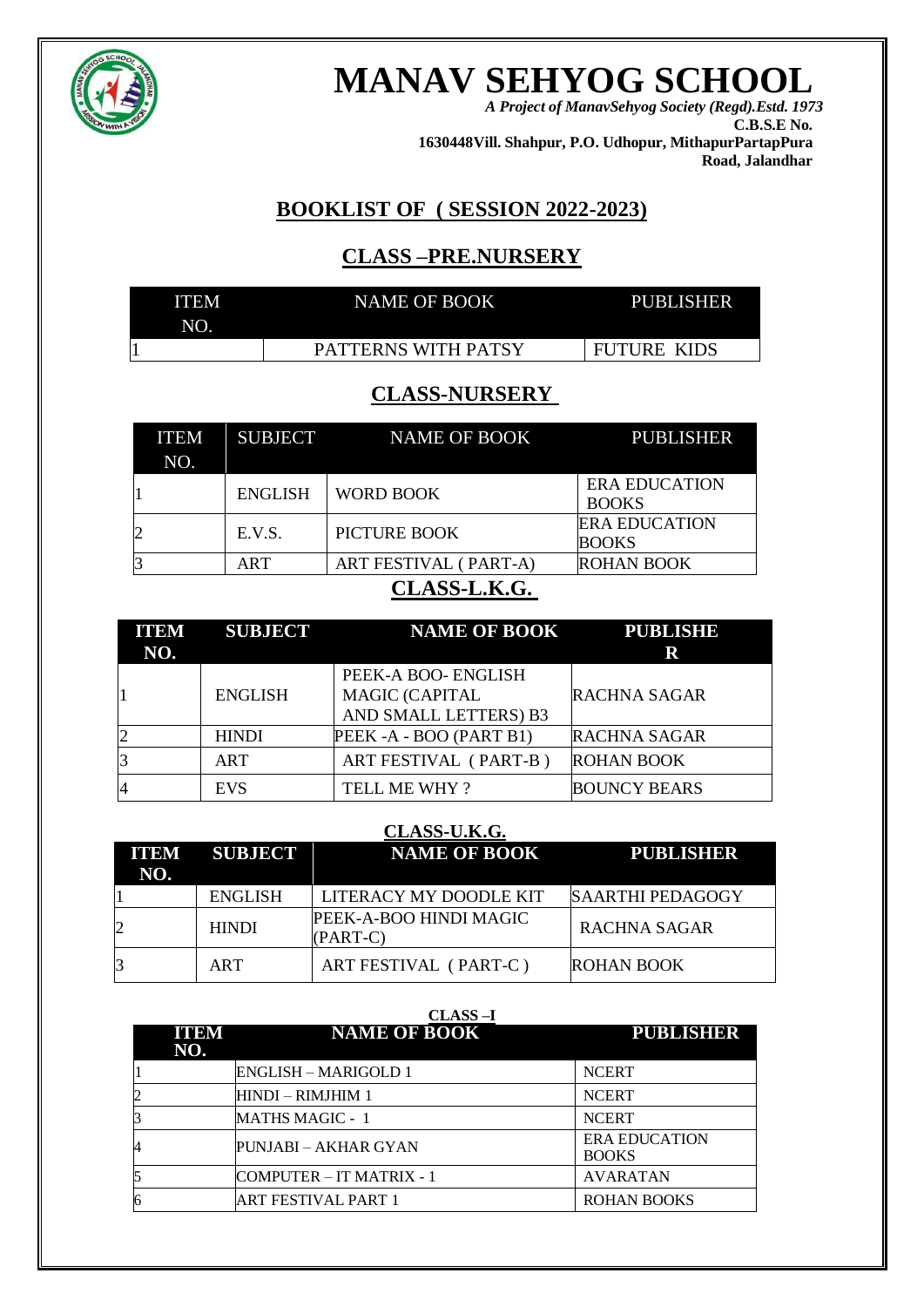# MANAV SEHYOG SCHOOL

***A Project of ManavSehyog Society (Regd).Estd. 1973***

**C.B.S.E No.**

**1630448Vill. Shahpur, P.O. Udhopur, MithapurPartapPura Road, Jalandhar**

## BOOKLIST OF ( SESSION 2022-2023)

## CLASS –PRE.NURSERY

| ITEM NO. | NAME OF BOOK | PUBLISHER |
|---|---|---|
| 1 | PATTERNS WITH PATSY | FUTURE KIDS |

## CLASS-NURSERY

| ITEM NO. | SUBJECT | NAME OF BOOK | PUBLISHER |
|---|---|---|---|
| 1 | ENGLISH | WORD BOOK | ERA EDUCATION BOOKS |
| 2 | E.V.S. | PICTURE BOOK | ERA EDUCATION BOOKS |
| 3 | ART | ART FESTIVAL ( PART-A) | ROHAN BOOK |

## CLASS-L.K.G.

| ITEM NO. | SUBJECT | NAME OF BOOK | PUBLISHER |
|---|---|---|---|
| 1 | ENGLISH | PEEK-A BOO- ENGLISH MAGIC (CAPITAL AND SMALL LETTERS) B3 | RACHNA SAGAR |
| 2 | HINDI | PEEK -A - BOO (PART B1) | RACHNA SAGAR |
| 3 | ART | ART FESTIVAL ( PART-B ) | ROHAN BOOK |
| 4 | EVS | TELL ME WHY ? | BOUNCY BEARS |

## CLASS-U.K.G.

| ITEM NO. | SUBJECT | NAME OF BOOK | PUBLISHER |
|---|---|---|---|
| 1 | ENGLISH | LITERACY MY DOODLE KIT | SAARTHI PEDAGOGY |
| 2 | HINDI | PEEK-A-BOO HINDI MAGIC (PART-C) | RACHNA SAGAR |
| 3 | ART | ART FESTIVAL ( PART-C ) | ROHAN BOOK |

## CLASS –I

| ITEM NO. | NAME OF BOOK | PUBLISHER |
|---|---|---|
| 1 | ENGLISH – MARIGOLD 1 | NCERT |
| 2 | HINDI – RIMJHIM 1 | NCERT |
| 3 | MATHS MAGIC - 1 | NCERT |
| 4 | PUNJABI – AKHAR GYAN | ERA EDUCATION BOOKS |
| 5 | COMPUTER – IT MATRIX - 1 | AVARATAN |
| 6 | ART FESTIVAL PART 1 | ROHAN BOOKS |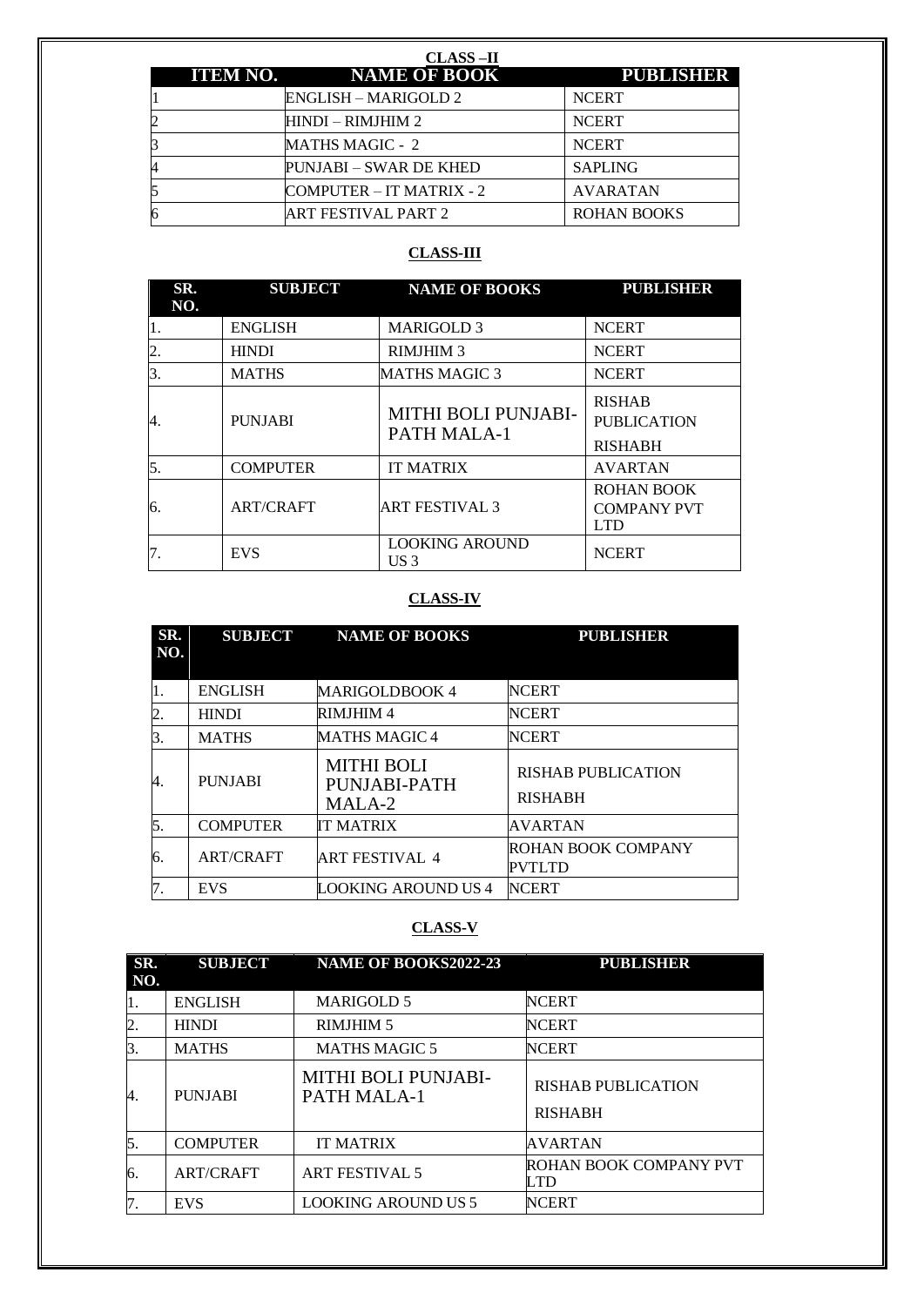## CLASS –II

| ITEM NO. | NAME OF BOOK | PUBLISHER |
|---|---|---|
| 1 | ENGLISH – MARIGOLD 2 | NCERT |
| 2 | HINDI – RIMJHIM 2 | NCERT |
| 3 | MATHS MAGIC - 2 | NCERT |
| 4 | PUNJABI – SWAR DE KHED | SAPLING |
| 5 | COMPUTER – IT MATRIX - 2 | AVARATAN |
| 6 | ART FESTIVAL PART 2 | ROHAN BOOKS |

## CLASS-III

| SR. NO. | SUBJECT | NAME OF BOOKS | PUBLISHER |
|---|---|---|---|
| 1. | ENGLISH | MARIGOLD 3 | NCERT |
| 2. | HINDI | RIMJHIM 3 | NCERT |
| 3. | MATHS | MATHS MAGIC 3 | NCERT |
| 4. | PUNJABI | MITHI BOLI PUNJABI-PATH MALA-1 | RISHAB PUBLICATION RISHABH |
| 5. | COMPUTER | IT MATRIX | AVARTAN |
| 6. | ART/CRAFT | ART FESTIVAL 3 | ROHAN BOOK COMPANY PVT LTD |
| 7. | EVS | LOOKING AROUND US 3 | NCERT |

## CLASS-IV

| SR. NO. | SUBJECT | NAME OF BOOKS | PUBLISHER |
|---|---|---|---|
| 1. | ENGLISH | MARIGOLDBOOK 4 | NCERT |
| 2. | HINDI | RIMJHIM 4 | NCERT |
| 3. | MATHS | MATHS MAGIC 4 | NCERT |
| 4. | PUNJABI | MITHI BOLI PUNJABI-PATH MALA-2 | RISHAB PUBLICATION RISHABH |
| 5. | COMPUTER | IT MATRIX | AVARTAN |
| 6. | ART/CRAFT | ART FESTIVAL 4 | ROHAN BOOK COMPANY PVTLTD |
| 7. | EVS | LOOKING AROUND US 4 | NCERT |

## CLASS-V

| SR. NO. | SUBJECT | NAME OF BOOKS2022-23 | PUBLISHER |
|---|---|---|---|
| 1. | ENGLISH | MARIGOLD 5 | NCERT |
| 2. | HINDI | RIMJHIM 5 | NCERT |
| 3. | MATHS | MATHS MAGIC 5 | NCERT |
| 4. | PUNJABI | MITHI BOLI PUNJABI-PATH MALA-1 | RISHAB PUBLICATION RISHABH |
| 5. | COMPUTER | IT MATRIX | AVARTAN |
| 6. | ART/CRAFT | ART FESTIVAL 5 | ROHAN BOOK COMPANY PVT LTD |
| 7. | EVS | LOOKING AROUND US 5 | NCERT |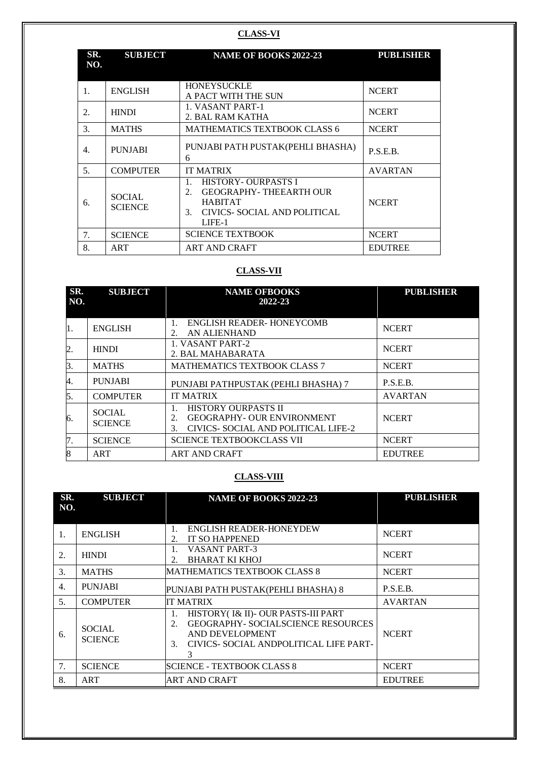## CLASS-VI

| SR. NO. | SUBJECT | NAME OF BOOKS 2022-23 | PUBLISHER |
|---|---|---|---|
| 1. | ENGLISH | HONEYSUCKLE<br>A PACT WITH THE SUN | NCERT |
| 2. | HINDI | 1. VASANT PART-1<br>2. BAL RAM KATHA | NCERT |
| 3. | MATHS | MATHEMATICS TEXTBOOK CLASS 6 | NCERT |
| 4. | PUNJABI | PUNJABI PATH PUSTAK(PEHLI BHASHA) 6 | P.S.E.B. |
| 5. | COMPUTER | IT MATRIX | AVARTAN |
| 6. | SOCIAL SCIENCE | 1. HISTORY- OURPASTS I<br>2. GEOGRAPHY- THEEARTH OUR HABITAT<br>3. CIVICS- SOCIAL AND POLITICAL LIFE-1 | NCERT |
| 7. | SCIENCE | SCIENCE TEXTBOOK | NCERT |
| 8. | ART | ART AND CRAFT | EDUTREE |

## CLASS-VII

| SR. NO. | SUBJECT | NAME OFBOOKS 2022-23 | PUBLISHER |
|---|---|---|---|
| 1. | ENGLISH | 1. ENGLISH READER- HONEYCOMB<br>2. AN ALIENHAND | NCERT |
| 2. | HINDI | 1. VASANT PART-2<br>2. BAL MAHABARATA | NCERT |
| 3. | MATHS | MATHEMATICS TEXTBOOK CLASS 7 | NCERT |
| 4. | PUNJABI | PUNJABI PATHPUSTAK (PEHLI BHASHA) 7 | P.S.E.B. |
| 5. | COMPUTER | IT MATRIX | AVARTAN |
| 6. | SOCIAL SCIENCE | 1. HISTORY OURPASTS II<br>2. GEOGRAPHY- OUR ENVIRONMENT<br>3. CIVICS- SOCIAL AND POLITICAL LIFE-2 | NCERT |
| 7. | SCIENCE | SCIENCE TEXTBOOKCLASS VII | NCERT |
| 8 | ART | ART AND CRAFT | EDUTREE |

## CLASS-VIII

| SR. NO. | SUBJECT | NAME OF BOOKS 2022-23 | PUBLISHER |
|---|---|---|---|
| 1. | ENGLISH | 1. ENGLISH READER-HONEYDEW<br>2. IT SO HAPPENED | NCERT |
| 2. | HINDI | 1. VASANT PART-3<br>2. BHARAT KI KHOJ | NCERT |
| 3. | MATHS | MATHEMATICS TEXTBOOK CLASS 8 | NCERT |
| 4. | PUNJABI | PUNJABI PATH PUSTAK(PEHLI BHASHA) 8 | P.S.E.B. |
| 5. | COMPUTER | IT MATRIX | AVARTAN |
| 6. | SOCIAL SCIENCE | 1. HISTORY( I& II)- OUR PASTS-III PART<br>2. GEOGRAPHY- SOCIALSCIENCE RESOURCES AND DEVELOPMENT<br>3. CIVICS- SOCIAL ANDPOLITICAL LIFE PART-3 | NCERT |
| 7. | SCIENCE | SCIENCE - TEXTBOOK CLASS 8 | NCERT |
| 8. | ART | ART AND CRAFT | EDUTREE |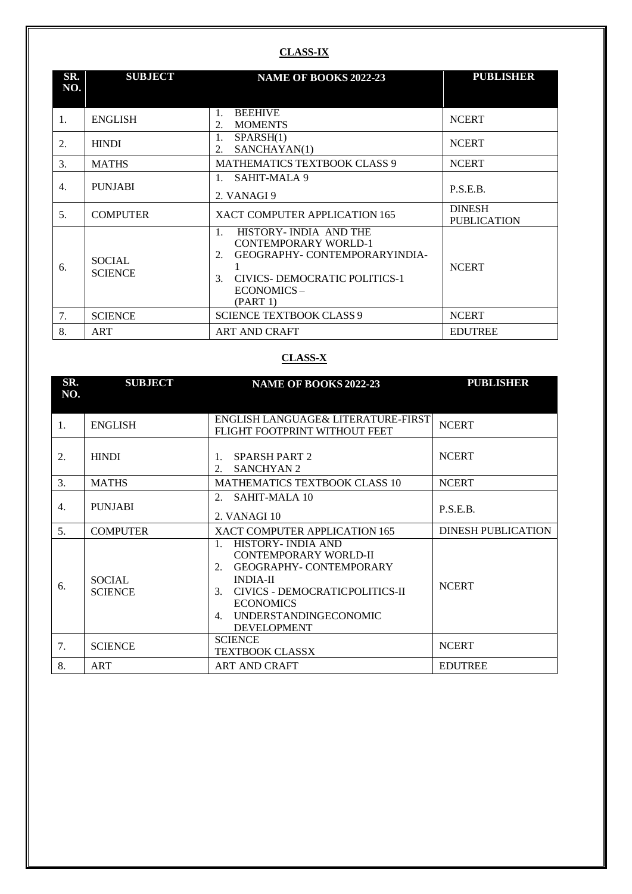**CLASS-IX**

| SR. NO. | SUBJECT | NAME OF BOOKS 2022-23 | PUBLISHER |
|---|---|---|---|
| 1. | ENGLISH | 1. BEEHIVE<br>2. MOMENTS | NCERT |
| 2. | HINDI | 1. SPARSH(1)<br>2. SANCHAYAN(1) | NCERT |
| 3. | MATHS | MATHEMATICS TEXTBOOK CLASS 9 | NCERT |
| 4. | PUNJABI | 1. SAHIT-MALA 9<br>2. VANAGI 9 | P.S.E.B. |
| 5. | COMPUTER | XACT COMPUTER APPLICATION 165 | DINESH PUBLICATION |
| 6. | SOCIAL SCIENCE | 1. HISTORY- INDIA AND THE CONTEMPORARY WORLD-1<br>2. GEOGRAPHY- CONTEMPORARYINDIA-1<br>3. CIVICS- DEMOCRATIC POLITICS-1 ECONOMICS – (PART 1) | NCERT |
| 7. | SCIENCE | SCIENCE TEXTBOOK CLASS 9 | NCERT |
| 8. | ART | ART AND CRAFT | EDUTREE |

**CLASS-X**

| SR. NO. | SUBJECT | NAME OF BOOKS 2022-23 | PUBLISHER |
|---|---|---|---|
| 1. | ENGLISH | ENGLISH LANGUAGE& LITERATURE-FIRST FLIGHT FOOTPRINT WITHOUT FEET | NCERT |
| 2. | HINDI | 1. SPARSH PART 2<br>2. SANCHYAN 2 | NCERT |
| 3. | MATHS | MATHEMATICS TEXTBOOK CLASS 10 | NCERT |
| 4. | PUNJABI | 2. SAHIT-MALA 10<br>2. VANAGI 10 | P.S.E.B. |
| 5. | COMPUTER | XACT COMPUTER APPLICATION 165 | DINESH PUBLICATION |
| 6. | SOCIAL SCIENCE | 1. HISTORY- INDIA AND CONTEMPORARY WORLD-II<br>2. GEOGRAPHY- CONTEMPORARY INDIA-II<br>3. CIVICS - DEMOCRATICPOLITICS-II ECONOMICS<br>4. UNDERSTANDINGECONOMIC DEVELOPMENT | NCERT |
| 7. | SCIENCE | SCIENCE TEXTBOOK CLASSX | NCERT |
| 8. | ART | ART AND CRAFT | EDUTREE |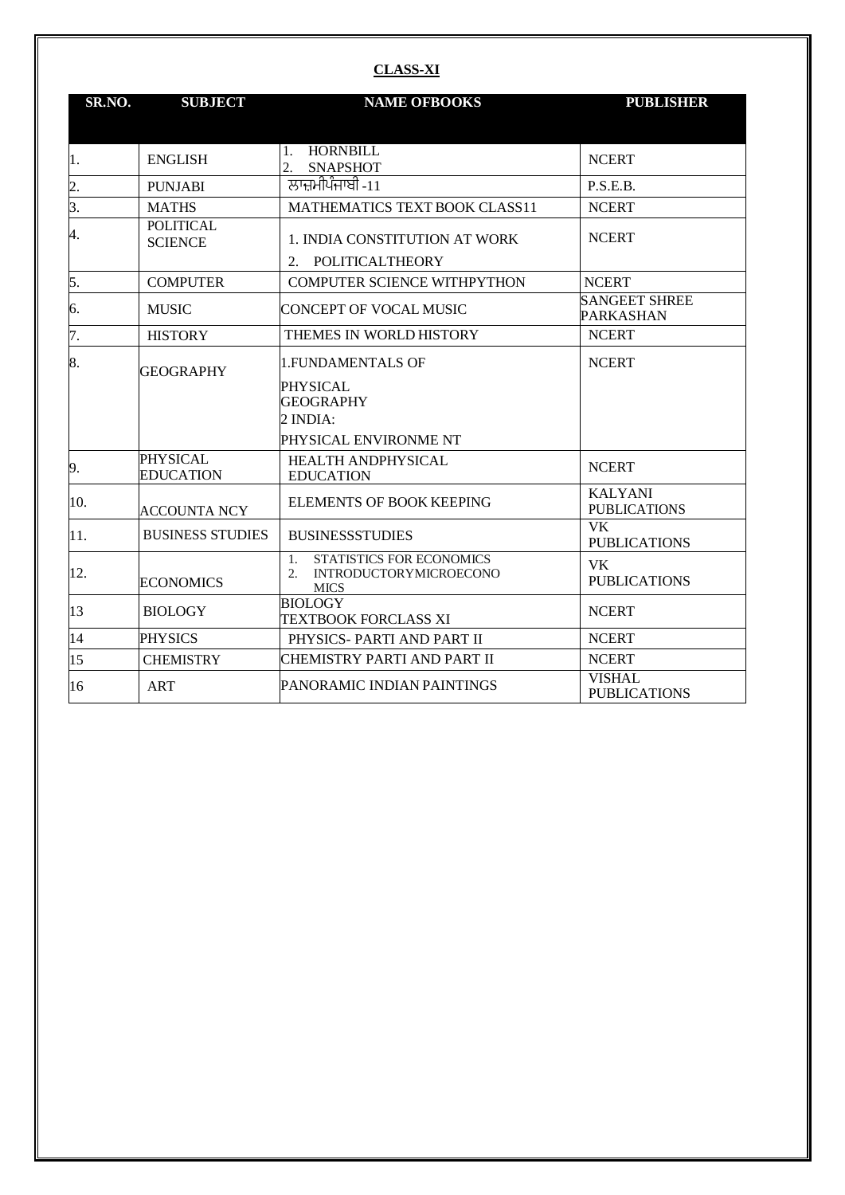**CLASS-XI**

| SR.NO. | SUBJECT | NAME OFBOOKS | PUBLISHER |
|---|---|---|---|
| 1. | ENGLISH | 1. HORNBILL<br>2. SNAPSHOT | NCERT |
| 2. | PUNJABI | ਲਾਜ਼ਮੀਪੰਜਾਬੀ -11 | P.S.E.B. |
| 3. | MATHS | MATHEMATICS TEXT BOOK CLASS11 | NCERT |
| 4. | POLITICAL SCIENCE | 1. INDIA CONSTITUTION AT WORK<br>2. POLITICALTHEORY | NCERT |
| 5. | COMPUTER | COMPUTER SCIENCE WITHPYTHON | NCERT |
| 6. | MUSIC | CONCEPT OF VOCAL MUSIC | SANGEET SHREE PARKASHAN |
| 7. | HISTORY | THEMES IN WORLD HISTORY | NCERT |
| 8. | GEOGRAPHY | 1.FUNDAMENTALS OF PHYSICAL GEOGRAPHY<br>2 INDIA: PHYSICAL ENVIRONME NT | NCERT |
| 9. | PHYSICAL EDUCATION | HEALTH ANDPHYSICAL EDUCATION | NCERT |
| 10. | ACCOUNTA NCY | ELEMENTS OF BOOK KEEPING | KALYANI PUBLICATIONS |
| 11. | BUSINESS STUDIES | BUSINESSSTUDIES | VK PUBLICATIONS |
| 12. | ECONOMICS | 1. STATISTICS FOR ECONOMICS<br>2. INTRODUCTORYMICROECONO MICS | VK PUBLICATIONS |
| 13 | BIOLOGY | BIOLOGY TEXTBOOK FORCLASS XI | NCERT |
| 14 | PHYSICS | PHYSICS- PARTI AND PART II | NCERT |
| 15 | CHEMISTRY | CHEMISTRY PARTI AND PART II | NCERT |
| 16 | ART | PANORAMIC INDIAN PAINTINGS | VISHAL PUBLICATIONS |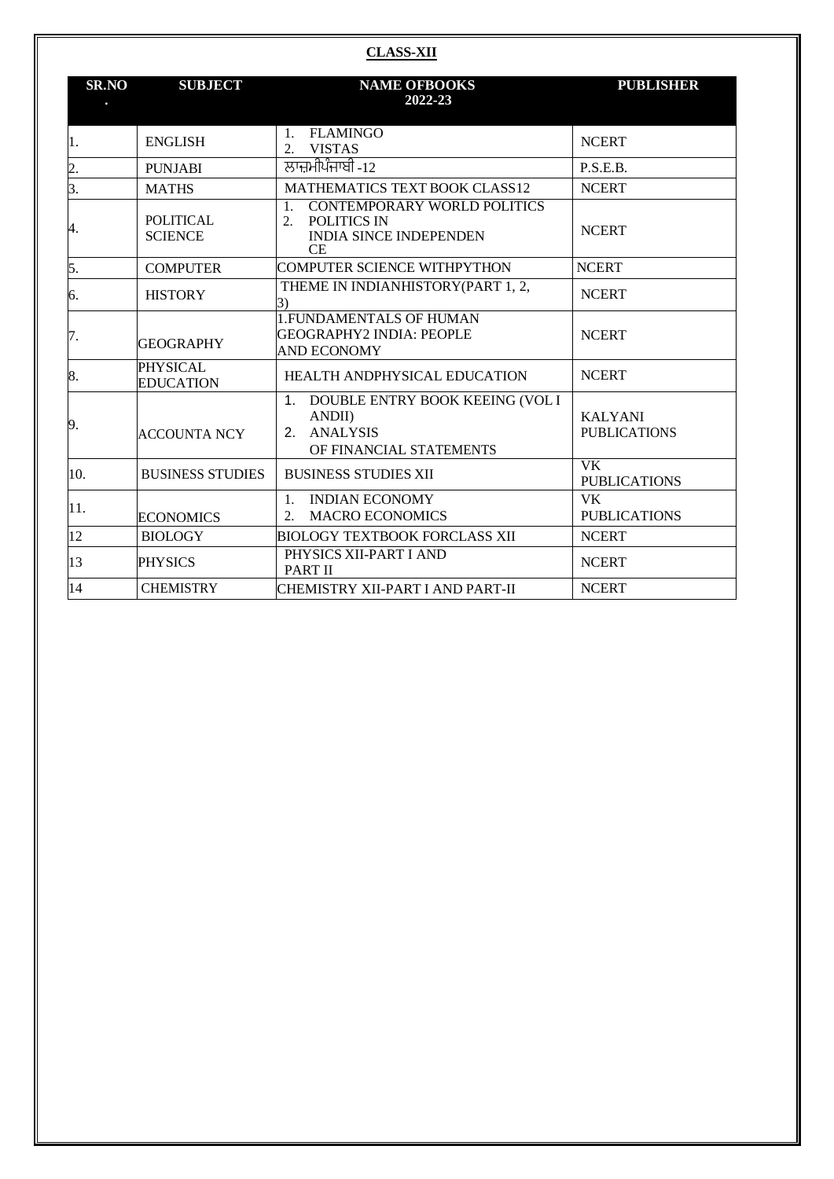## CLASS-XII

| SR.NO. | SUBJECT | NAME OFBOOKS 2022-23 | PUBLISHER |
|---|---|---|---|
| 1. | ENGLISH | 1. FLAMINGO<br>2. VISTAS | NCERT |
| 2. | PUNJABI | ਲਾਜ਼ਮੀਪੰਜਾਬੀ -12 | P.S.E.B. |
| 3. | MATHS | MATHEMATICS TEXT BOOK CLASS12 | NCERT |
| 4. | POLITICAL SCIENCE | 1. CONTEMPORARY WORLD POLITICS<br>2. POLITICS IN INDIA SINCE INDEPENDEN CE | NCERT |
| 5. | COMPUTER | COMPUTER SCIENCE WITHPYTHON | NCERT |
| 6. | HISTORY | THEME IN INDIANHISTORY(PART 1, 2, 3) | NCERT |
| 7. | GEOGRAPHY | 1.FUNDAMENTALS OF HUMAN GEOGRAPHY2 INDIA: PEOPLE AND ECONOMY | NCERT |
| 8. | PHYSICAL EDUCATION | HEALTH ANDPHYSICAL EDUCATION | NCERT |
| 9. | ACCOUNTA NCY | 1. DOUBLE ENTRY BOOK KEEING (VOL I ANDII)<br>2. ANALYSIS OF FINANCIAL STATEMENTS | KALYANI PUBLICATIONS |
| 10. | BUSINESS STUDIES | BUSINESS STUDIES XII | VK PUBLICATIONS |
| 11. | ECONOMICS | 1. INDIAN ECONOMY<br>2. MACRO ECONOMICS | VK PUBLICATIONS |
| 12 | BIOLOGY | BIOLOGY TEXTBOOK FORCLASS XII | NCERT |
| 13 | PHYSICS | PHYSICS XII-PART I AND PART II | NCERT |
| 14 | CHEMISTRY | CHEMISTRY XII-PART I AND PART-II | NCERT |